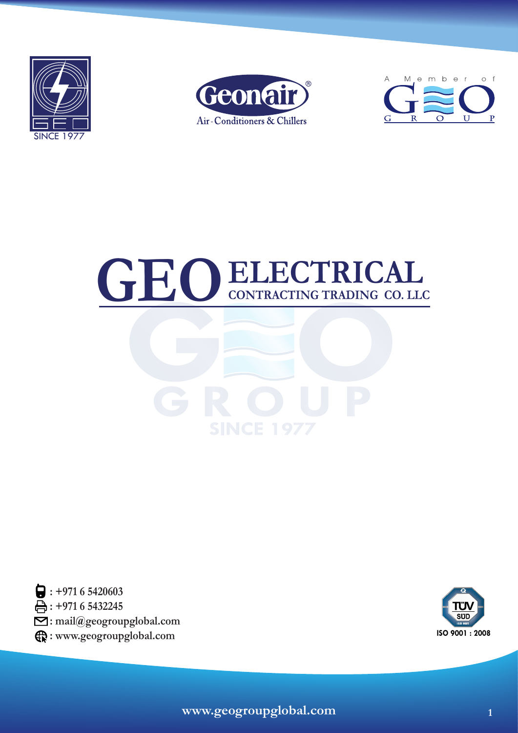SINCE 1977

Geonair®

Air - Conditioners & Chillers

A Member of GEO GROUP

# GEO ELECTRICAL CONTRACTING TRADING CO. LLC

GEO GROUP

SINCE 1977

: +971 6 5420603

: +971 6 5432245

: mail@geogroupglobal.com

: www.geogroupglobal.com

TÜV SÜD

ISO 9001 : 2008

www.geogroupglobal.com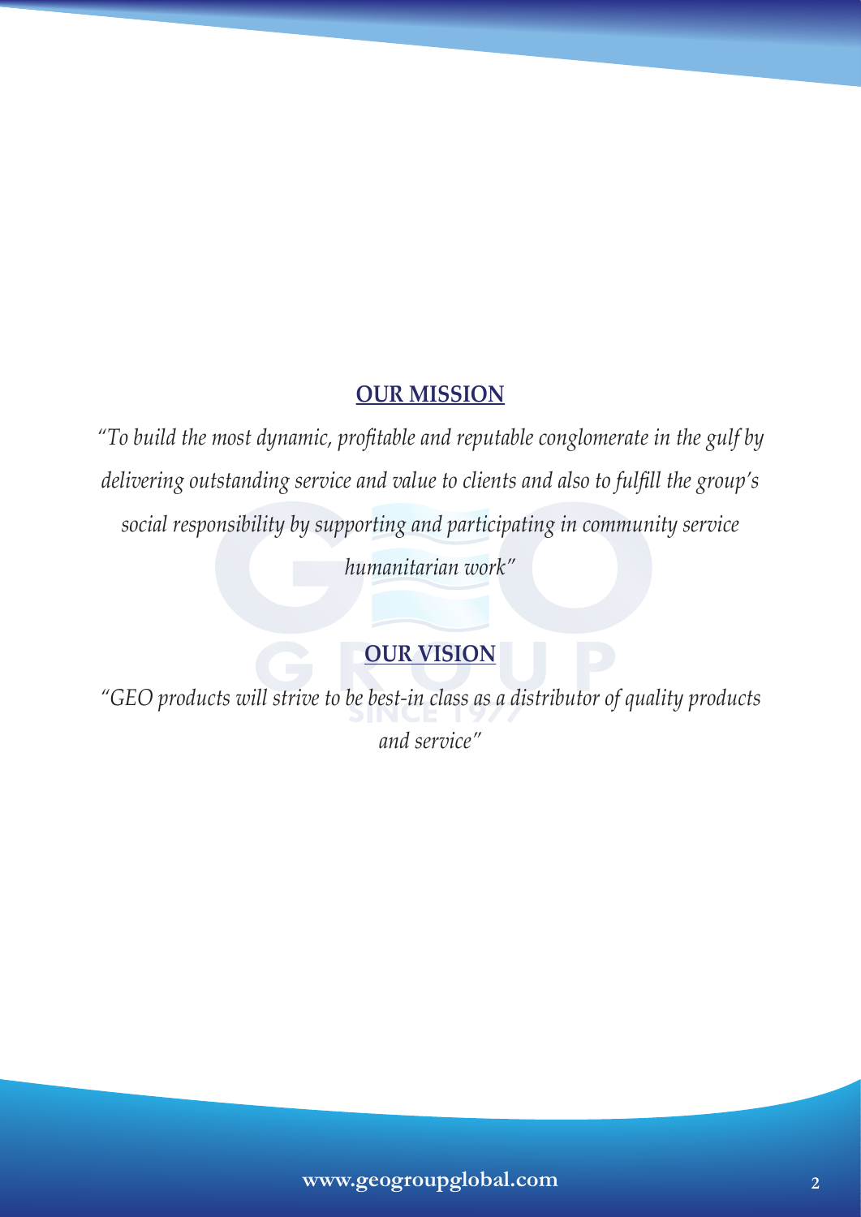## OUR MISSION

*"To build the most dynamic, profitable and reputable conglomerate in the gulf by delivering outstanding service and value to clients and also to fulfill the group's social responsibility by supporting and participating in community service humanitarian work"*

## OUR VISION

*"GEO products will strive to be best-in class as a distributor of quality products and service"*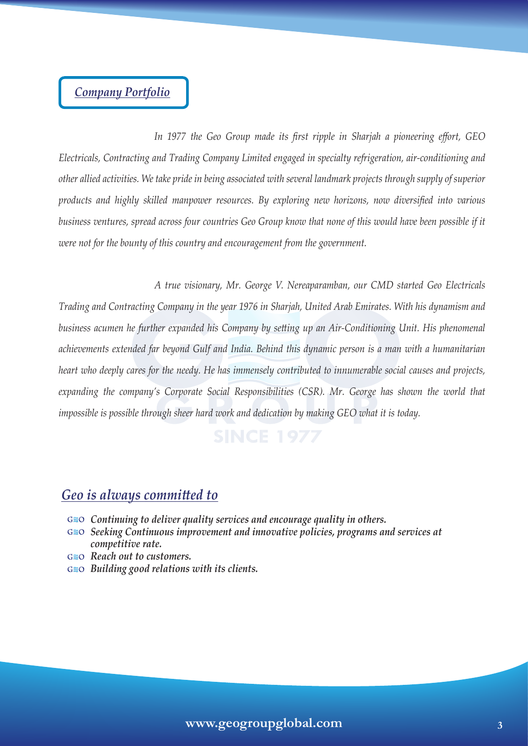## *Company Portfolio*

*In 1977 the Geo Group made its first ripple in Sharjah a pioneering effort, GEO Electricals, Contracting and Trading Company Limited engaged in specialty refrigeration, air-conditioning and other allied activities. We take pride in being associated with several landmark projects through supply of superior products and highly skilled manpower resources. By exploring new horizons, now diversified into various business ventures, spread across four countries Geo Group know that none of this would have been possible if it were not for the bounty of this country and encouragement from the government.*

*A true visionary, Mr. George V. Nereaparamban, our CMD started Geo Electricals Trading and Contracting Company in the year 1976 in Sharjah, United Arab Emirates. With his dynamism and business acumen he further expanded his Company by setting up an Air-Conditioning Unit. His phenomenal achievements extended far beyond Gulf and India. Behind this dynamic person is a man with a humanitarian heart who deeply cares for the needy. He has immensely contributed to innumerable social causes and projects, expanding the company's Corporate Social Responsibilities (CSR). Mr. George has shown the world that impossible is possible through sheer hard work and dedication by making GEO what it is today.*

## *Geo is always committed to*

- ***Continuing to deliver quality services and encourage quality in others.***
- ***Seeking Continuous improvement and innovative policies, programs and services at competitive rate.***
- ***Reach out to customers.***
- ***Building good relations with its clients.***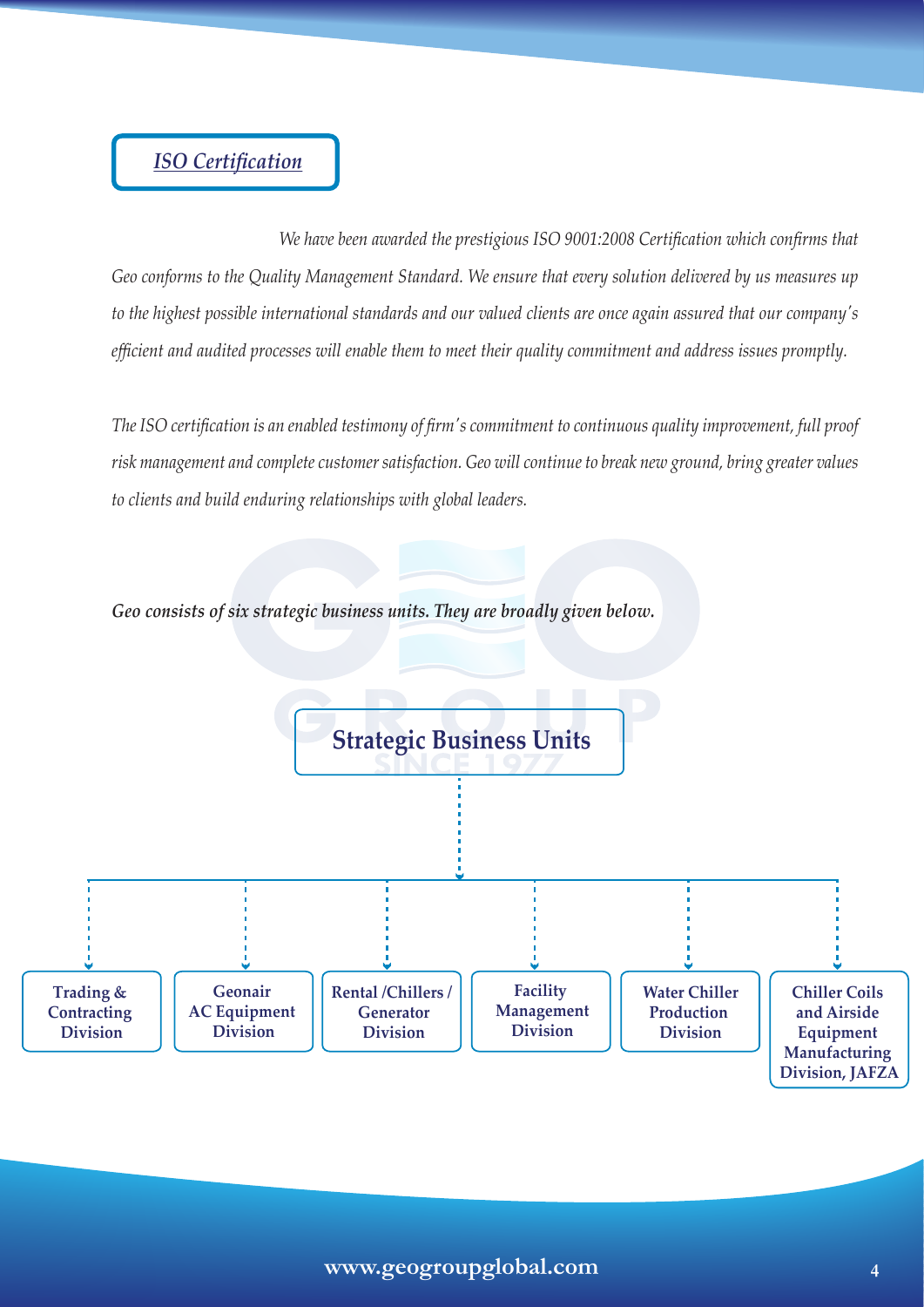## *ISO Certification*

*We have been awarded the prestigious ISO 9001:2008 Certification which confirms that Geo conforms to the Quality Management Standard. We ensure that every solution delivered by us measures up to the highest possible international standards and our valued clients are once again assured that our company's efficient and audited processes will enable them to meet their quality commitment and address issues promptly.*

*The ISO certification is an enabled testimony of firm's commitment to continuous quality improvement, full proof risk management and complete customer satisfaction. Geo will continue to break new ground, bring greater values to clients and build enduring relationships with global leaders.*

***Geo consists of six strategic business units. They are broadly given below.***

### Strategic Business Units

- **Trading & Contracting Division**
- **Geonair AC Equipment Division**
- **Rental /Chillers / Generator Division**
- **Facility Management Division**
- **Water Chiller Production Division**
- **Chiller Coils and Airside Equipment Manufacturing Division, JAFZA**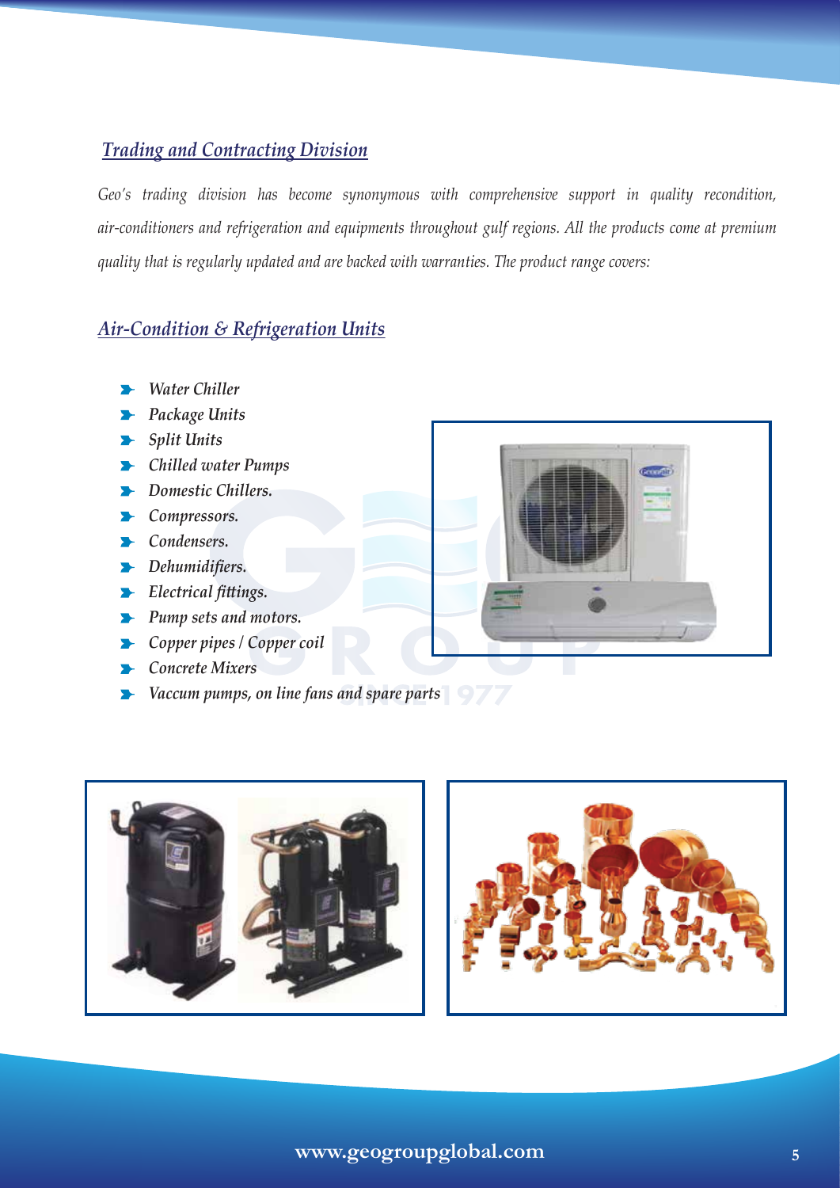## *Trading and Contracting Division*

*Geo's trading division has become synonymous with comprehensive support in quality recondition, air-conditioners and refrigeration and equipments throughout gulf regions. All the products come at premium quality that is regularly updated and are backed with warranties. The product range covers:*

## *Air-Condition & Refrigeration Units*

- *Water Chiller*
- *Package Units*
- *Split Units*
- *Chilled water Pumps*
- *Domestic Chillers.*
- *Compressors.*
- *Condensers.*
- *Dehumidifiers.*
- *Electrical fittings.*
- *Pump sets and motors.*
- *Copper pipes / Copper coil*
- *Concrete Mixers*
- *Vaccum pumps, on line fans and spare parts*

www.geogroupglobal.com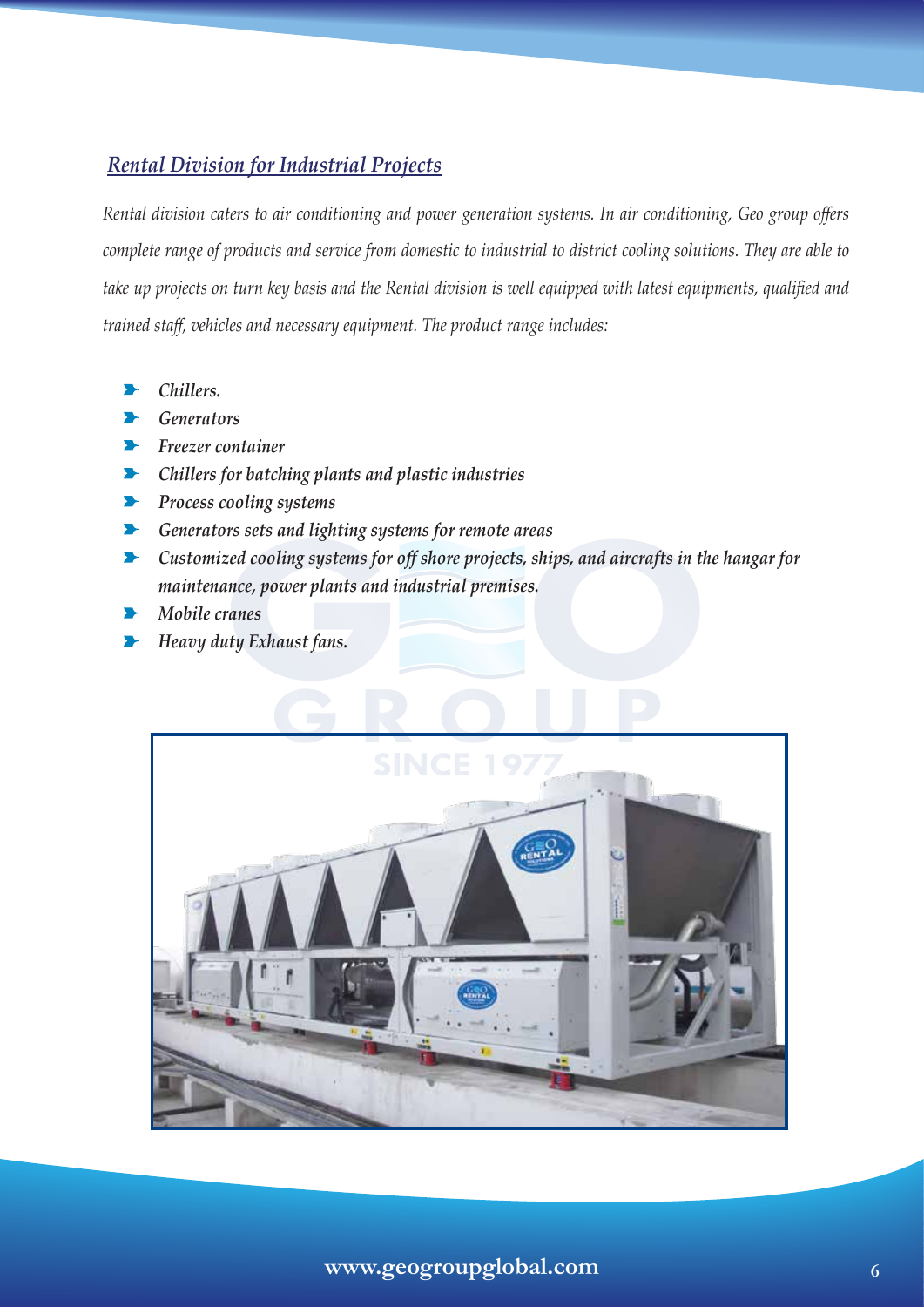## *Rental Division for Industrial Projects*

*Rental division caters to air conditioning and power generation systems. In air conditioning, Geo group offers complete range of products and service from domestic to industrial to district cooling solutions. They are able to take up projects on turn key basis and the Rental division is well equipped with latest equipments, qualified and trained staff, vehicles and necessary equipment. The product range includes:*

- *Chillers.*
- *Generators*
- *Freezer container*
- *Chillers for batching plants and plastic industries*
- *Process cooling systems*
- *Generators sets and lighting systems for remote areas*
- *Customized cooling systems for off shore projects, ships, and aircrafts in the hangar for maintenance, power plants and industrial premises.*
- *Mobile cranes*
- *Heavy duty Exhaust fans.*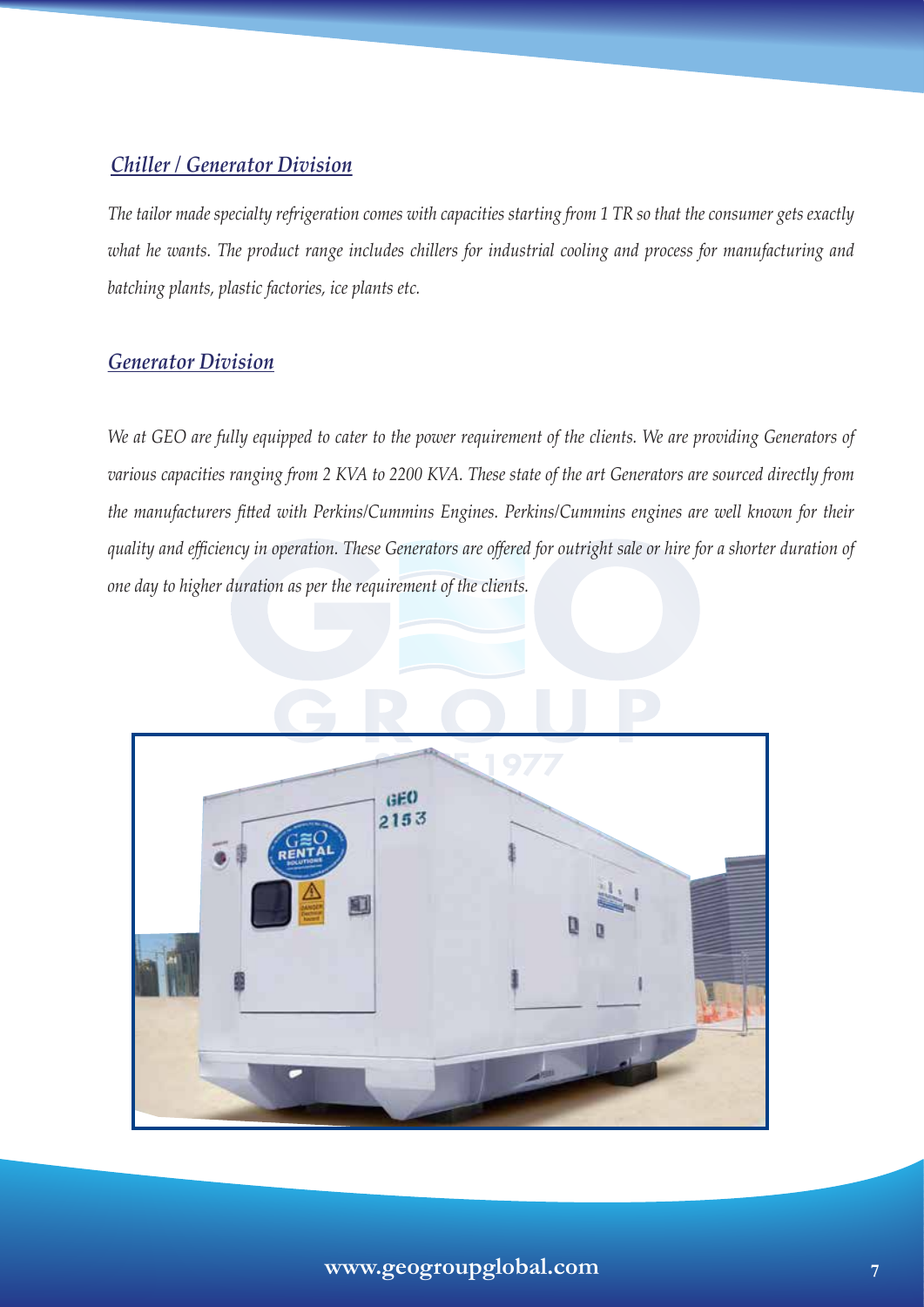## *Chiller / Generator Division*

*The tailor made specialty refrigeration comes with capacities starting from 1 TR so that the consumer gets exactly what he wants. The product range includes chillers for industrial cooling and process for manufacturing and batching plants, plastic factories, ice plants etc.*

## *Generator Division*

*We at GEO are fully equipped to cater to the power requirement of the clients. We are providing Generators of various capacities ranging from 2 KVA to 2200 KVA. These state of the art Generators are sourced directly from the manufacturers fitted with Perkins/Cummins Engines. Perkins/Cummins engines are well known for their quality and efficiency in operation. These Generators are offered for outright sale or hire for a shorter duration of one day to higher duration as per the requirement of the clients.*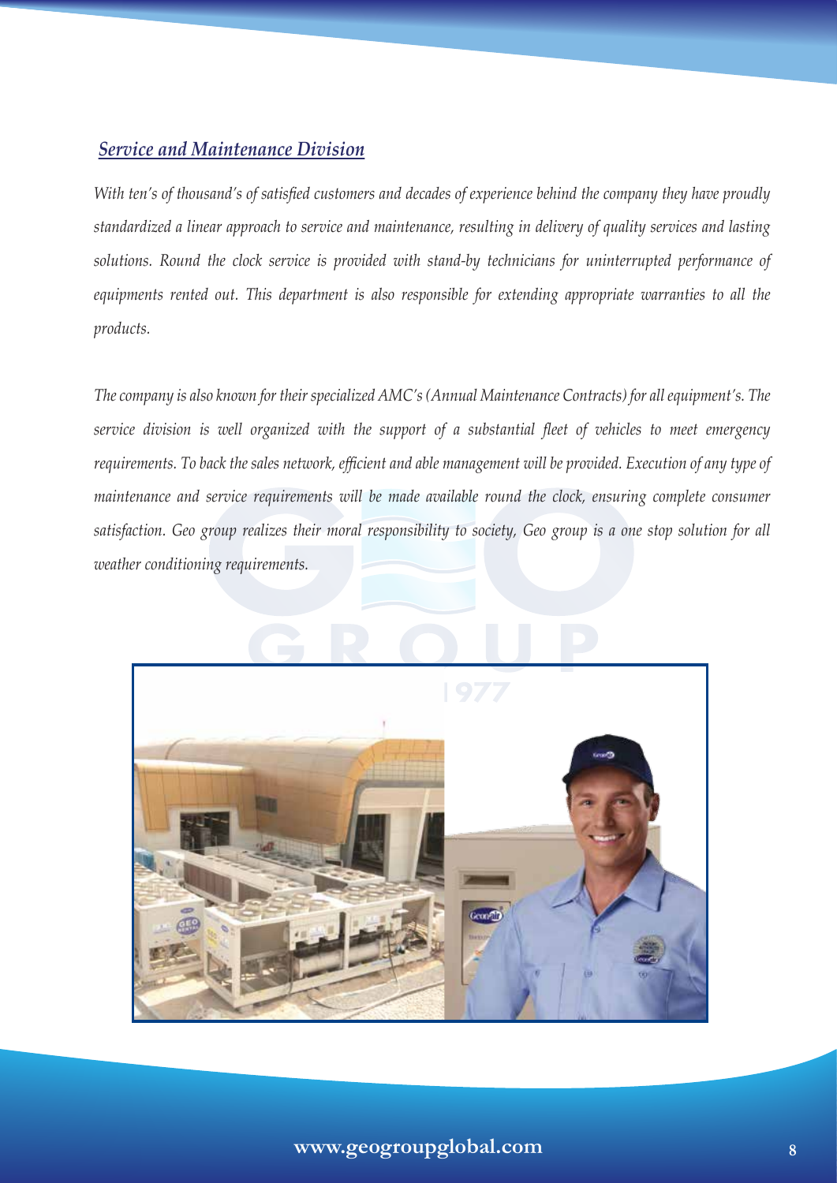## *Service and Maintenance Division*

*With ten's of thousand's of satisfied customers and decades of experience behind the company they have proudly standardized a linear approach to service and maintenance, resulting in delivery of quality services and lasting solutions. Round the clock service is provided with stand-by technicians for uninterrupted performance of equipments rented out. This department is also responsible for extending appropriate warranties to all the products.*

*The company is also known for their specialized AMC's (Annual Maintenance Contracts) for all equipment's. The service division is well organized with the support of a substantial fleet of vehicles to meet emergency requirements. To back the sales network, efficient and able management will be provided. Execution of any type of maintenance and service requirements will be made available round the clock, ensuring complete consumer satisfaction. Geo group realizes their moral responsibility to society, Geo group is a one stop solution for all weather conditioning requirements.*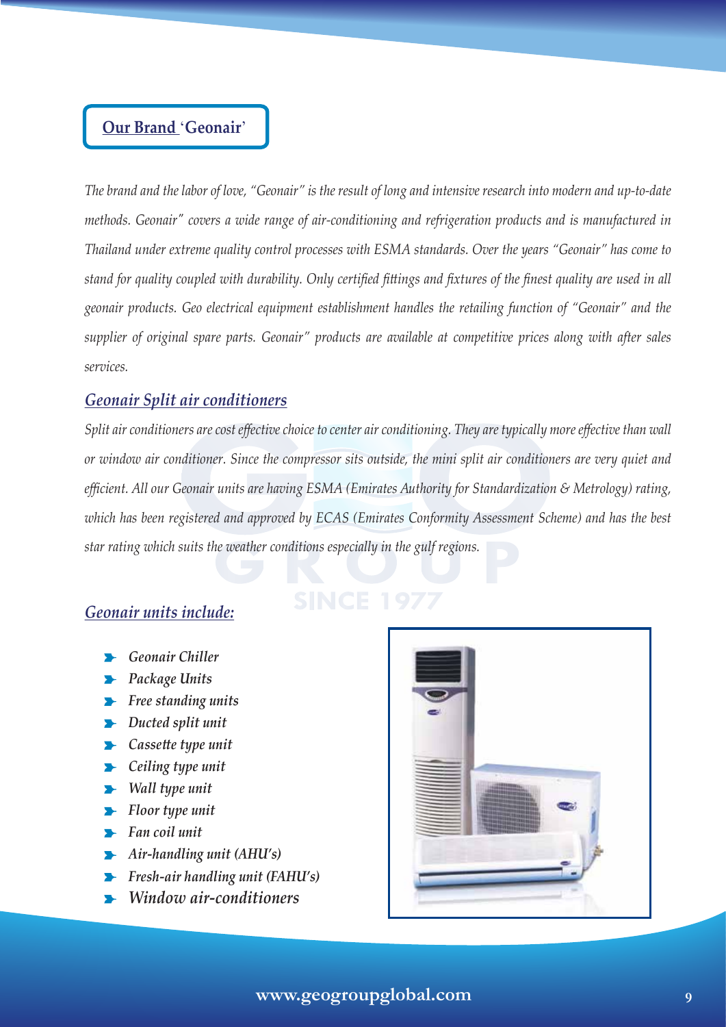## Our Brand 'Geonair'

*The brand and the labor of love, "Geonair" is the result of long and intensive research into modern and up-to-date methods. Geonair" covers a wide range of air-conditioning and refrigeration products and is manufactured in Thailand under extreme quality control processes with ESMA standards. Over the years "Geonair" has come to stand for quality coupled with durability. Only certified fittings and fixtures of the finest quality are used in all geonair products. Geo electrical equipment establishment handles the retailing function of "Geonair" and the supplier of original spare parts. Geonair" products are available at competitive prices along with after sales services.*

### *Geonair Split air conditioners*

*Split air conditioners are cost effective choice to center air conditioning. They are typically more effective than wall or window air conditioner. Since the compressor sits outside, the mini split air conditioners are very quiet and efficient. All our Geonair units are having ESMA (Emirates Authority for Standardization & Metrology) rating, which has been registered and approved by ECAS (Emirates Conformity Assessment Scheme) and has the best star rating which suits the weather conditions especially in the gulf regions.*

### *Geonair units include:*

- *Geonair Chiller*
- *Package Units*
- *Free standing units*
- *Ducted split unit*
- *Cassette type unit*
- *Ceiling type unit*
- *Wall type unit*
- *Floor type unit*
- *Fan coil unit*
- *Air-handling unit (AHU's)*
- *Fresh-air handling unit (FAHU's)*
- *Window air-conditioners*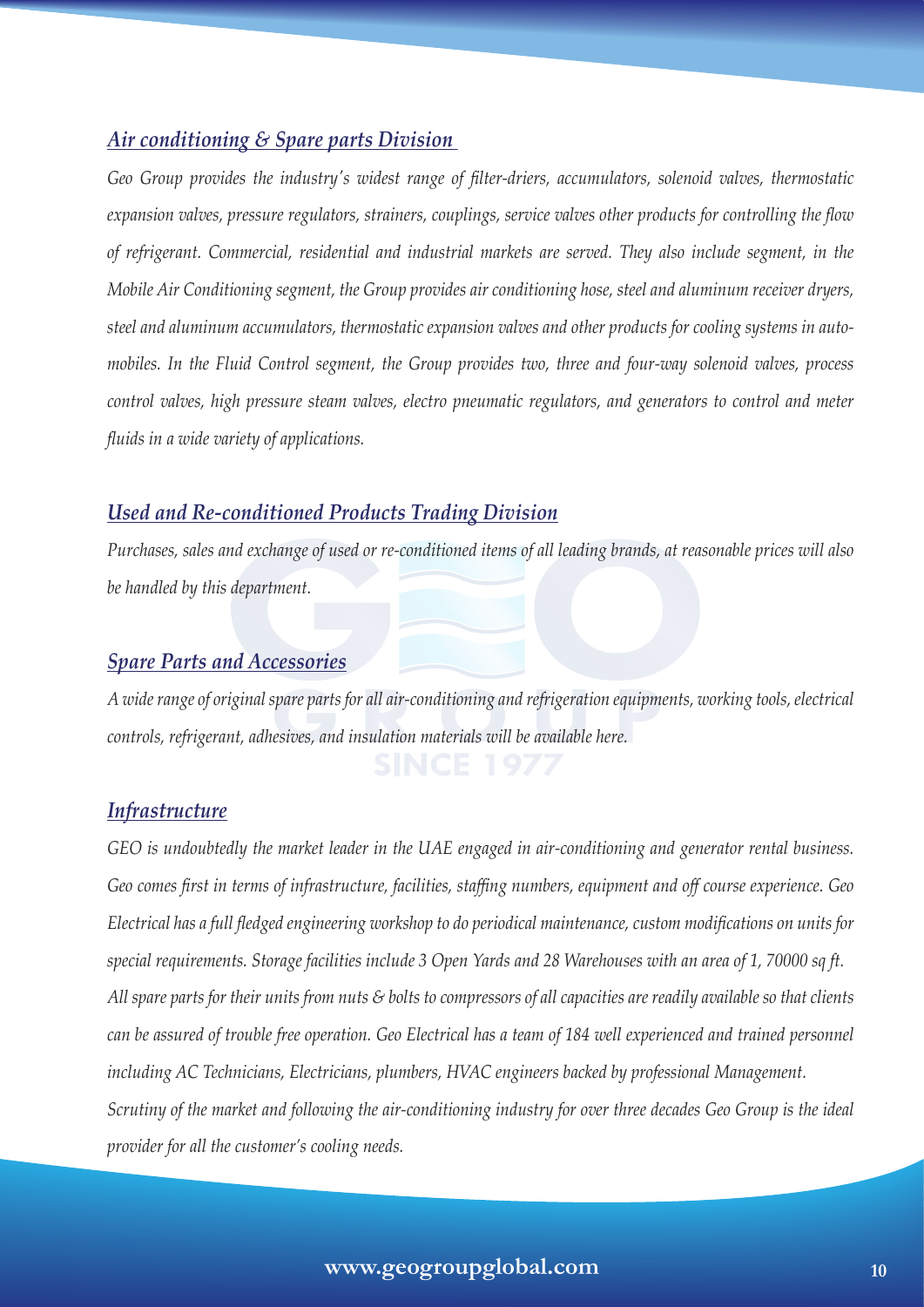## *Air conditioning & Spare parts Division*

*Geo Group provides the industry's widest range of filter-driers, accumulators, solenoid valves, thermostatic expansion valves, pressure regulators, strainers, couplings, service valves other products for controlling the flow of refrigerant. Commercial, residential and industrial markets are served. They also include segment, in the Mobile Air Conditioning segment, the Group provides air conditioning hose, steel and aluminum receiver dryers, steel and aluminum accumulators, thermostatic expansion valves and other products for cooling systems in automobiles. In the Fluid Control segment, the Group provides two, three and four-way solenoid valves, process control valves, high pressure steam valves, electro pneumatic regulators, and generators to control and meter fluids in a wide variety of applications.*

## *Used and Re-conditioned Products Trading Division*

*Purchases, sales and exchange of used or re-conditioned items of all leading brands, at reasonable prices will also be handled by this department.*

## *Spare Parts and Accessories*

*A wide range of original spare parts for all air-conditioning and refrigeration equipments, working tools, electrical controls, refrigerant, adhesives, and insulation materials will be available here.*

## *Infrastructure*

*GEO is undoubtedly the market leader in the UAE engaged in air-conditioning and generator rental business. Geo comes first in terms of infrastructure, facilities, staffing numbers, equipment and off course experience. Geo Electrical has a full fledged engineering workshop to do periodical maintenance, custom modifications on units for special requirements. Storage facilities include 3 Open Yards and 28 Warehouses with an area of 1, 70000 sq ft. All spare parts for their units from nuts & bolts to compressors of all capacities are readily available so that clients can be assured of trouble free operation. Geo Electrical has a team of 184 well experienced and trained personnel including AC Technicians, Electricians, plumbers, HVAC engineers backed by professional Management.*

*Scrutiny of the market and following the air-conditioning industry for over three decades Geo Group is the ideal provider for all the customer's cooling needs.*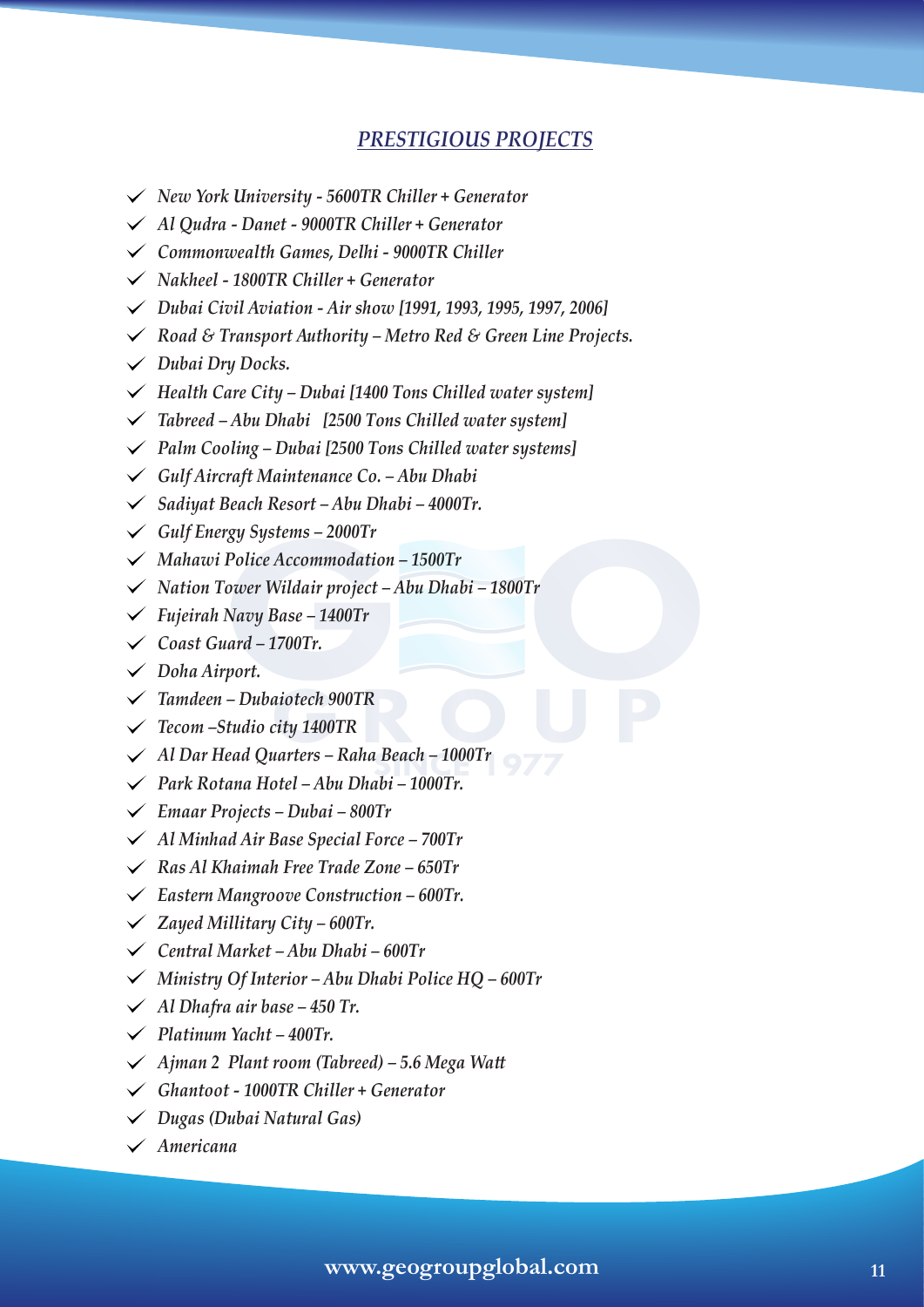## *PRESTIGIOUS PROJECTS*

- *New York University - 5600TR Chiller + Generator*
- *Al Qudra - Danet - 9000TR Chiller + Generator*
- *Commonwealth Games, Delhi - 9000TR Chiller*
- *Nakheel - 1800TR Chiller + Generator*
- *Dubai Civil Aviation - Air show [1991, 1993, 1995, 1997, 2006]*
- *Road & Transport Authority – Metro Red & Green Line Projects.*
- *Dubai Dry Docks.*
- *Health Care City – Dubai [1400 Tons Chilled water system]*
- *Tabreed – Abu Dhabi [2500 Tons Chilled water system]*
- *Palm Cooling – Dubai [2500 Tons Chilled water systems]*
- *Gulf Aircraft Maintenance Co. – Abu Dhabi*
- *Sadiyat Beach Resort – Abu Dhabi – 4000Tr.*
- *Gulf Energy Systems – 2000Tr*
- *Mahawi Police Accommodation – 1500Tr*
- *Nation Tower Wildair project – Abu Dhabi – 1800Tr*
- *Fujeirah Navy Base – 1400Tr*
- *Coast Guard – 1700Tr.*
- *Doha Airport.*
- *Tamdeen – Dubaiotech 900TR*
- *Tecom –Studio city 1400TR*
- *Al Dar Head Quarters – Raha Beach – 1000Tr*
- *Park Rotana Hotel – Abu Dhabi – 1000Tr.*
- *Emaar Projects – Dubai – 800Tr*
- *Al Minhad Air Base Special Force – 700Tr*
- *Ras Al Khaimah Free Trade Zone – 650Tr*
- *Eastern Mangroove Construction – 600Tr.*
- *Zayed Millitary City – 600Tr.*
- *Central Market – Abu Dhabi – 600Tr*
- *Ministry Of Interior – Abu Dhabi Police HQ – 600Tr*
- *Al Dhafra air base – 450 Tr.*
- *Platinum Yacht – 400Tr.*
- *Ajman 2 Plant room (Tabreed) – 5.6 Mega Watt*
- *Ghantoot - 1000TR Chiller + Generator*
- *Dugas (Dubai Natural Gas)*
- *Americana*

**www.geogroupglobal.com**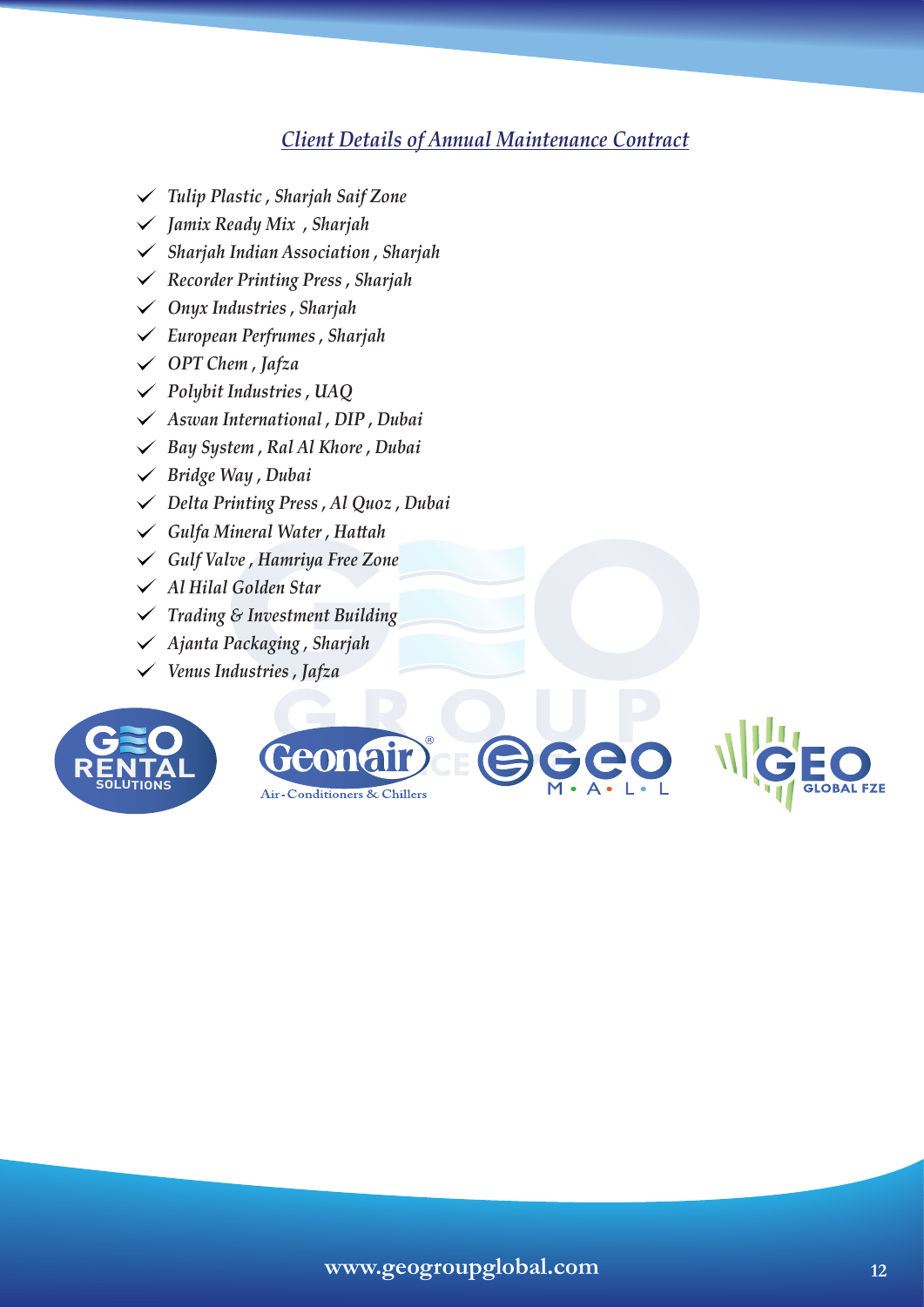## *Client Details of Annual Maintenance Contract*

- *Tulip Plastic , Sharjah Saif Zone*
- *Jamix Ready Mix , Sharjah*
- *Sharjah Indian Association , Sharjah*
- *Recorder Printing Press , Sharjah*
- *Onyx Industries , Sharjah*
- *European Perfrumes , Sharjah*
- *OPT Chem , Jafza*
- *Polybit Industries , UAQ*
- *Aswan International , DIP , Dubai*
- *Bay System , Ral Al Khore , Dubai*
- *Bridge Way , Dubai*
- *Delta Printing Press , Al Quoz , Dubai*
- *Gulfa Mineral Water , Hattah*
- *Gulf Valve , Hamriya Free Zone*
- *Al Hilal Golden Star*
- *Trading & Investment Building*
- *Ajanta Packaging , Sharjah*
- *Venus Industries , Jafza*

GEO RENTAL SOLUTIONS

Geonair® Air-Conditioners & Chillers

GEO M • A • L • L

GEO GLOBAL FZE

www.geogroupglobal.com